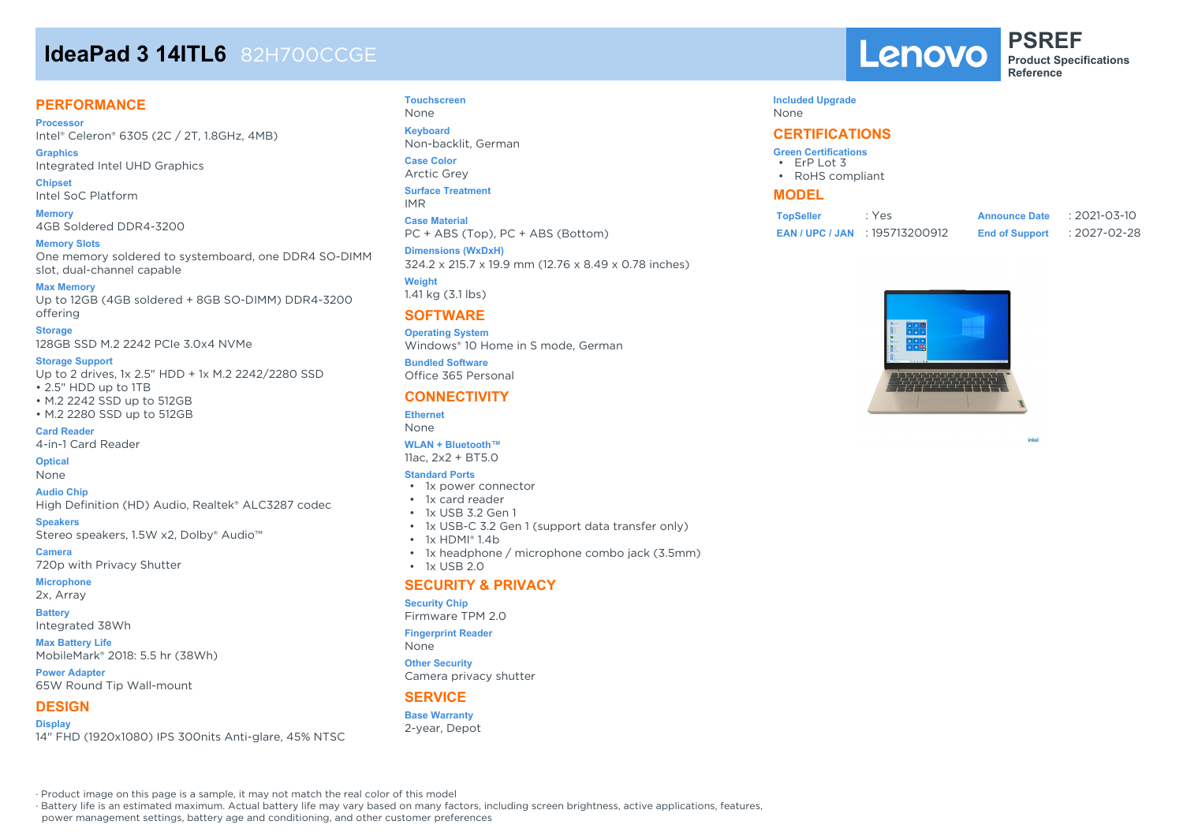# IdeaPad 3 14ITL6 82H700CCGE

**Lenovo** PSREF Product Specifications Reference

## PERFORMANCE

**Processor**
Intel® Celeron® 6305 (2C / 2T, 1.8GHz, 4MB)

**Graphics**
Integrated Intel UHD Graphics

**Chipset**
Intel SoC Platform

**Memory**
4GB Soldered DDR4-3200

**Memory Slots**
One memory soldered to systemboard, one DDR4 SO-DIMM slot, dual-channel capable

**Max Memory**
Up to 12GB (4GB soldered + 8GB SO-DIMM) DDR4-3200 offering

**Storage**
128GB SSD M.2 2242 PCIe 3.0x4 NVMe

**Storage Support**
Up to 2 drives, 1x 2.5" HDD + 1x M.2 2242/2280 SSD
- 2.5" HDD up to 1TB
- M.2 2242 SSD up to 512GB
- M.2 2280 SSD up to 512GB

**Card Reader**
4-in-1 Card Reader

**Optical**
None

**Audio Chip**
High Definition (HD) Audio, Realtek® ALC3287 codec

**Speakers**
Stereo speakers, 1.5W x2, Dolby® Audio™

**Camera**
720p with Privacy Shutter

**Microphone**
2x, Array

**Battery**
Integrated 38Wh

**Max Battery Life**
MobileMark® 2018: 5.5 hr (38Wh)

**Power Adapter**
65W Round Tip Wall-mount

## DESIGN

**Display**
14" FHD (1920x1080) IPS 300nits Anti-glare, 45% NTSC

**Touchscreen**
None

**Keyboard**
Non-backlit, German

**Case Color**
Arctic Grey

**Surface Treatment**
IMR

**Case Material**
PC + ABS (Top), PC + ABS (Bottom)

**Dimensions (WxDxH)**
324.2 x 215.7 x 19.9 mm (12.76 x 8.49 x 0.78 inches)

**Weight**
1.41 kg (3.1 lbs)

## SOFTWARE

**Operating System**
Windows® 10 Home in S mode, German

**Bundled Software**
Office 365 Personal

## CONNECTIVITY

**Ethernet**
None

**WLAN + Bluetooth™**
11ac, 2x2 + BT5.0

**Standard Ports**
- 1x power connector
- 1x card reader
- 1x USB 3.2 Gen 1
- 1x USB-C 3.2 Gen 1 (support data transfer only)
- 1x HDMI® 1.4b
- 1x headphone / microphone combo jack (3.5mm)
- 1x USB 2.0

## SECURITY & PRIVACY

**Security Chip**
Firmware TPM 2.0

**Fingerprint Reader**
None

**Other Security**
Camera privacy shutter

## SERVICE

**Base Warranty**
2-year, Depot

**Included Upgrade**
None

## CERTIFICATIONS

**Green Certifications**
- ErP Lot 3
- RoHS compliant

## MODEL

| | | | |
|---|---|---|---|
| **TopSeller** | : Yes | **Announce Date** | : 2021-03-10 |
| **EAN / UPC / JAN** | : 195713200912 | **End of Support** | : 2027-02-28 |

· Product image on this page is a sample, it may not match the real color of this model
· Battery life is an estimated maximum. Actual battery life may vary based on many factors, including screen brightness, active applications, features, power management settings, battery age and conditioning, and other customer preferences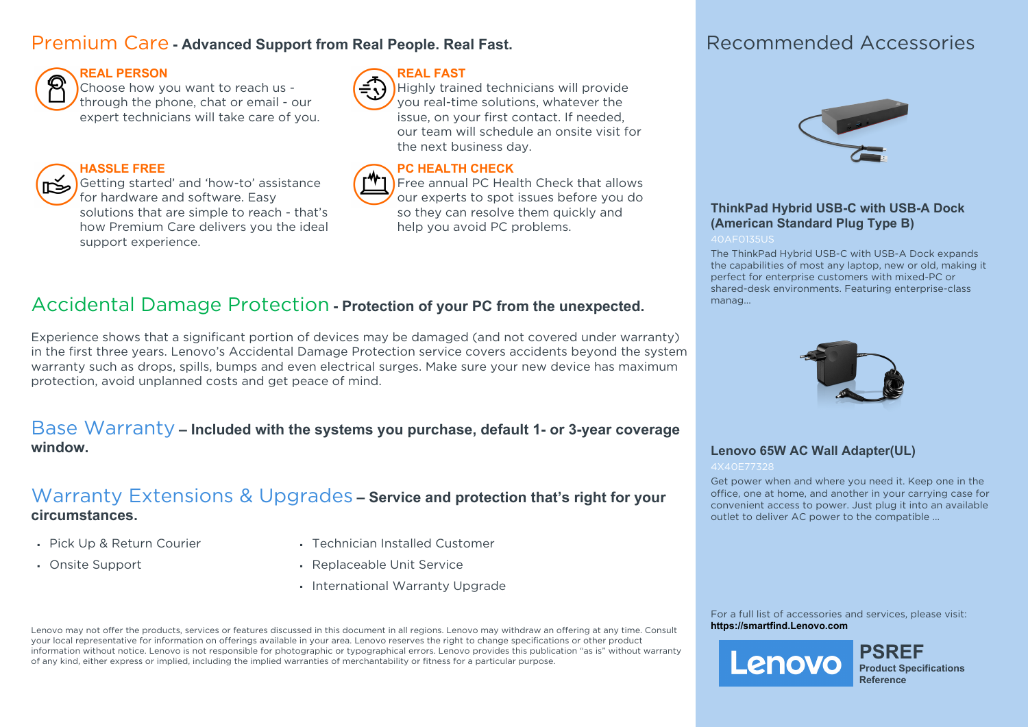## Premium Care - Advanced Support from Real People. Real Fast.

**REAL PERSON**
Choose how you want to reach us - through the phone, chat or email - our expert technicians will take care of you.

**REAL FAST**
Highly trained technicians will provide you real-time solutions, whatever the issue, on your first contact. If needed, our team will schedule an onsite visit for the next business day.

**HASSLE FREE**
Getting started' and 'how-to' assistance for hardware and software. Easy solutions that are simple to reach - that's how Premium Care delivers you the ideal support experience.

**PC HEALTH CHECK**
Free annual PC Health Check that allows our experts to spot issues before you do so they can resolve them quickly and help you avoid PC problems.

## Accidental Damage Protection - Protection of your PC from the unexpected.

Experience shows that a significant portion of devices may be damaged (and not covered under warranty) in the first three years. Lenovo's Accidental Damage Protection service covers accidents beyond the system warranty such as drops, spills, bumps and even electrical surges. Make sure your new device has maximum protection, avoid unplanned costs and get peace of mind.

## Base Warranty – Included with the systems you purchase, default 1- or 3-year coverage window.

## Warranty Extensions & Upgrades – Service and protection that's right for your circumstances.

- Pick Up & Return Courier
- Onsite Support
- Technician Installed Customer
- Replaceable Unit Service
- International Warranty Upgrade

Lenovo may not offer the products, services or features discussed in this document in all regions. Lenovo may withdraw an offering at any time. Consult your local representative for information on offerings available in your area. Lenovo reserves the right to change specifications or other product information without notice. Lenovo is not responsible for photographic or typographical errors. Lenovo provides this publication "as is" without warranty of any kind, either express or implied, including the implied warranties of merchantability or fitness for a particular purpose.

## Recommended Accessories

### ThinkPad Hybrid USB-C with USB-A Dock (American Standard Plug Type B)

40AF0135US

The ThinkPad Hybrid USB-C with USB-A Dock expands the capabilities of most any laptop, new or old, making it perfect for enterprise customers with mixed-PC or shared-desk environments. Featuring enterprise-class manag...

### Lenovo 65W AC Wall Adapter(UL)

4X40E77328

Get power when and where you need it. Keep one in the office, one at home, and another in your carrying case for convenient access to power. Just plug it into an available outlet to deliver AC power to the compatible ...

For a full list of accessories and services, please visit:
**https://smartfind.Lenovo.com**

Lenovo **PSREF** Product Specifications Reference